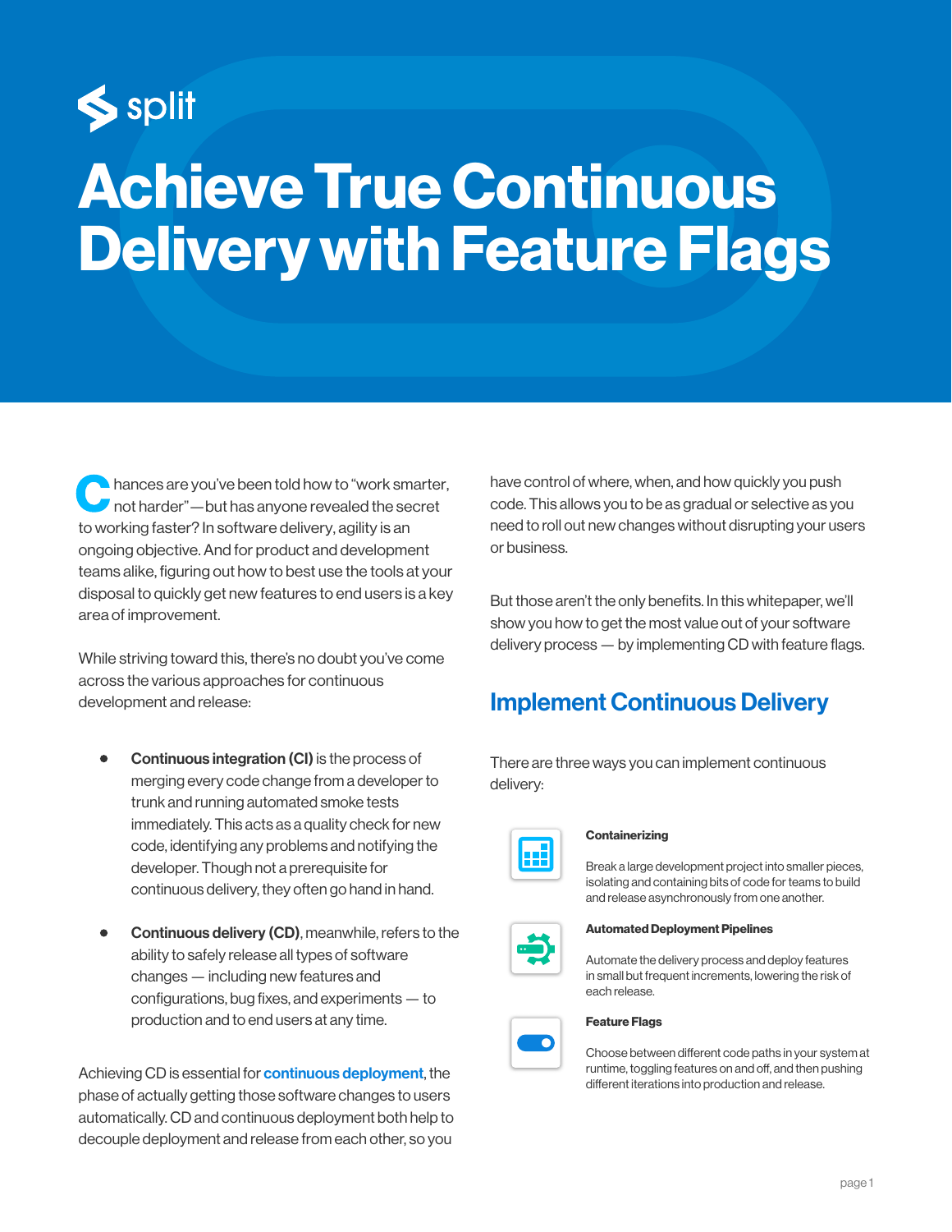split

# Achieve True Continuous Delivery with Feature Flags

Chances are you've been told how to "work smarter, not harder"—but has anyone revealed the secret to working faster? In software delivery, agility is an ongoing objective. And for product and development teams alike, figuring out how to best use the tools at your disposal to quickly get new features to end users is a key area of improvement.

While striving toward this, there's no doubt you've come across the various approaches for continuous development and release:

- **Continuous integration (CI)** is the process of merging every code change from a developer to trunk and running automated smoke tests immediately. This acts as a quality check for new code, identifying any problems and notifying the developer. Though not a prerequisite for continuous delivery, they often go hand in hand.
- **Continuous delivery (CD)**, meanwhile, refers to the ability to safely release all types of software changes — including new features and configurations, bug fixes, and experiments — to production and to end users at any time.

Achieving CD is essential for **continuous deployment**, the phase of actually getting those software changes to users automatically. CD and continuous deployment both help to decouple deployment and release from each other, so you have control of where, when, and how quickly you push code. This allows you to be as gradual or selective as you need to roll out new changes without disrupting your users or business.

But those aren't the only benefits. In this whitepaper, we'll show you how to get the most value out of your software delivery process — by implementing CD with feature flags.

## Implement Continuous Delivery

There are three ways you can implement continuous delivery:

**Containerizing**

Break a large development project into smaller pieces, isolating and containing bits of code for teams to build and release asynchronously from one another.

**Automated Deployment Pipelines**

Automate the delivery process and deploy features in small but frequent increments, lowering the risk of each release.

**Feature Flags**

Choose between different code paths in your system at runtime, toggling features on and off, and then pushing different iterations into production and release.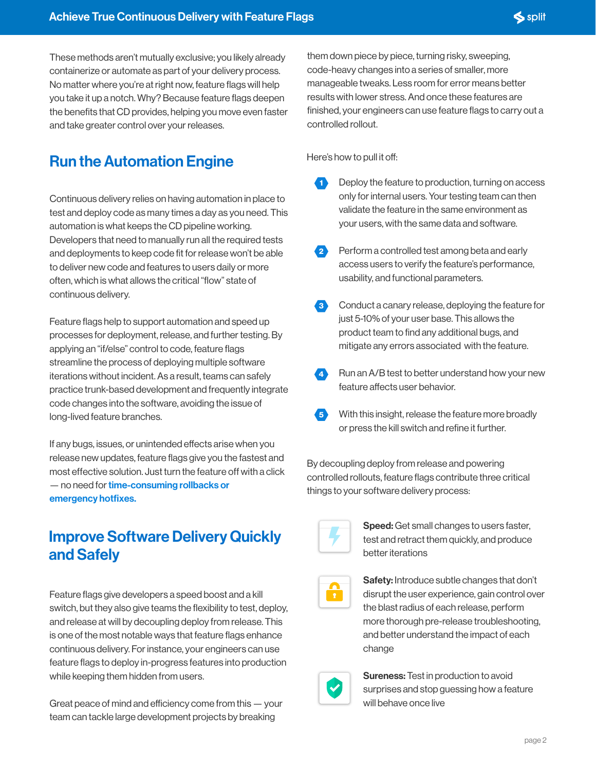These methods aren't mutually exclusive; you likely already containerize or automate as part of your delivery process. No matter where you're at right now, feature flags will help you take it up a notch. Why? Because feature flags deepen the benefits that CD provides, helping you move even faster and take greater control over your releases.

## Run the Automation Engine

Continuous delivery relies on having automation in place to test and deploy code as many times a day as you need. This automation is what keeps the CD pipeline working. Developers that need to manually run all the required tests and deployments to keep code fit for release won't be able to deliver new code and features to users daily or more often, which is what allows the critical "flow" state of continuous delivery.

Feature flags help to support automation and speed up processes for deployment, release, and further testing. By applying an "if/else" control to code, feature flags streamline the process of deploying multiple software iterations without incident. As a result, teams can safely practice trunk-based development and frequently integrate code changes into the software, avoiding the issue of long-lived feature branches.

If any bugs, issues, or unintended effects arise when you release new updates, feature flags give you the fastest and most effective solution. Just turn the feature off with a click — no need for **time-consuming rollbacks or emergency hotfixes.**

## Improve Software Delivery Quickly and Safely

Feature flags give developers a speed boost and a kill switch, but they also give teams the flexibility to test, deploy, and release at will by decoupling deploy from release. This is one of the most notable ways that feature flags enhance continuous delivery. For instance, your engineers can use feature flags to deploy in-progress features into production while keeping them hidden from users.

Great peace of mind and efficiency come from this — your team can tackle large development projects by breaking them down piece by piece, turning risky, sweeping, code-heavy changes into a series of smaller, more manageable tweaks. Less room for error means better results with lower stress. And once these features are finished, your engineers can use feature flags to carry out a controlled rollout.

Here's how to pull it off:

1. Deploy the feature to production, turning on access only for internal users. Your testing team can then validate the feature in the same environment as your users, with the same data and software.
2. Perform a controlled test among beta and early access users to verify the feature's performance, usability, and functional parameters.
3. Conduct a canary release, deploying the feature for just 5-10% of your user base. This allows the product team to find any additional bugs, and mitigate any errors associated with the feature.
4. Run an A/B test to better understand how your new feature affects user behavior.
5. With this insight, release the feature more broadly or press the kill switch and refine it further.

By decoupling deploy from release and powering controlled rollouts, feature flags contribute three critical things to your software delivery process:

**Speed:** Get small changes to users faster, test and retract them quickly, and produce better iterations

**Safety:** Introduce subtle changes that don't disrupt the user experience, gain control over the blast radius of each release, perform more thorough pre-release troubleshooting, and better understand the impact of each change

**Sureness:** Test in production to avoid surprises and stop guessing how a feature will behave once live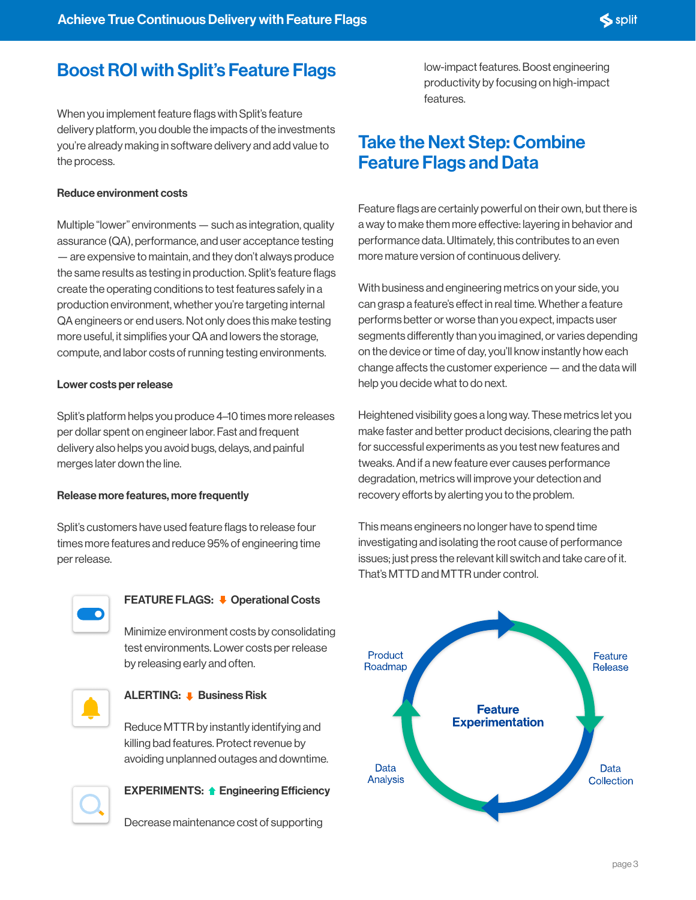## Boost ROI with Split's Feature Flags

When you implement feature flags with Split's feature delivery platform, you double the impacts of the investments you're already making in software delivery and add value to the process.

**Reduce environment costs**

Multiple "lower" environments — such as integration, quality assurance (QA), performance, and user acceptance testing — are expensive to maintain, and they don't always produce the same results as testing in production. Split's feature flags create the operating conditions to test features safely in a production environment, whether you're targeting internal QA engineers or end users. Not only does this make testing more useful, it simplifies your QA and lowers the storage, compute, and labor costs of running testing environments.

**Lower costs per release**

Split's platform helps you produce 4–10 times more releases per dollar spent on engineer labor. Fast and frequent delivery also helps you avoid bugs, delays, and painful merges later down the line.

**Release more features, more frequently**

Split's customers have used feature flags to release four times more features and reduce 95% of engineering time per release.

**FEATURE FLAGS: ↓ Operational Costs**

Minimize environment costs by consolidating test environments. Lower costs per release by releasing early and often.

**ALERTING: ↓ Business Risk**

Reduce MTTR by instantly identifying and killing bad features. Protect revenue by avoiding unplanned outages and downtime.

**EXPERIMENTS: ↑ Engineering Efficiency**

Decrease maintenance cost of supporting low-impact features. Boost engineering productivity by focusing on high-impact features.

## Take the Next Step: Combine Feature Flags and Data

Feature flags are certainly powerful on their own, but there is a way to make them more effective: layering in behavior and performance data. Ultimately, this contributes to an even more mature version of continuous delivery.

With business and engineering metrics on your side, you can grasp a feature's effect in real time. Whether a feature performs better or worse than you expect, impacts user segments differently than you imagined, or varies depending on the device or time of day, you'll know instantly how each change affects the customer experience — and the data will help you decide what to do next.

Heightened visibility goes a long way. These metrics let you make faster and better product decisions, clearing the path for successful experiments as you test new features and tweaks. And if a new feature ever causes performance degradation, metrics will improve your detection and recovery efforts by alerting you to the problem.

This means engineers no longer have to spend time investigating and isolating the root cause of performance issues; just press the relevant kill switch and take care of it. That's MTTD and MTTR under control.

Feature Experimentation: Product Roadmap → Feature Release → Data Collection → Data Analysis → Product Roadmap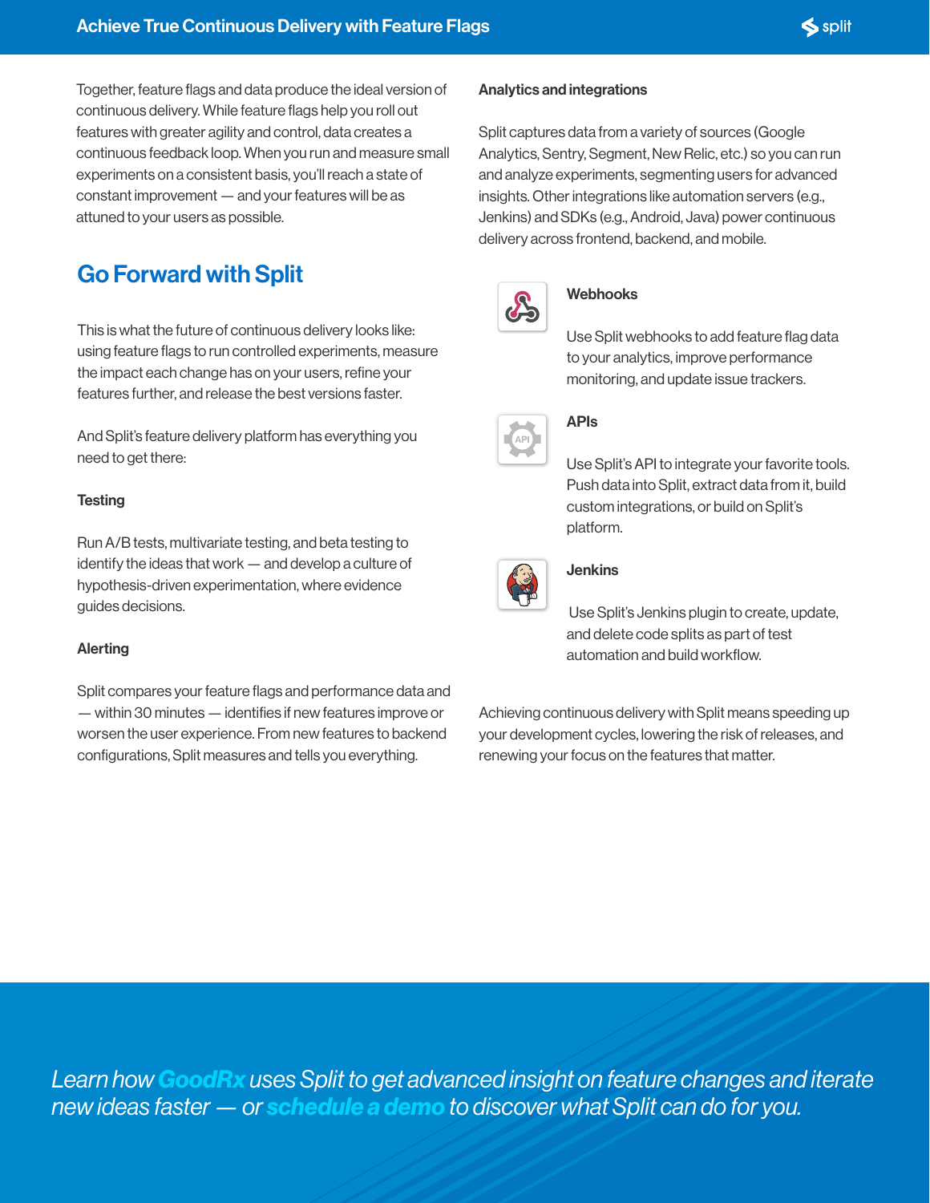Together, feature flags and data produce the ideal version of continuous delivery. While feature flags help you roll out features with greater agility and control, data creates a continuous feedback loop. When you run and measure small experiments on a consistent basis, you'll reach a state of constant improvement — and your features will be as attuned to your users as possible.

## Go Forward with Split

This is what the future of continuous delivery looks like: using feature flags to run controlled experiments, measure the impact each change has on your users, refine your features further, and release the best versions faster.

And Split's feature delivery platform has everything you need to get there:

**Testing**

Run A/B tests, multivariate testing, and beta testing to identify the ideas that work — and develop a culture of hypothesis-driven experimentation, where evidence guides decisions.

**Alerting**

Split compares your feature flags and performance data and — within 30 minutes — identifies if new features improve or worsen the user experience. From new features to backend configurations, Split measures and tells you everything.

**Analytics and integrations**

Split captures data from a variety of sources (Google Analytics, Sentry, Segment, New Relic, etc.) so you can run and analyze experiments, segmenting users for advanced insights. Other integrations like automation servers (e.g., Jenkins) and SDKs (e.g., Android, Java) power continuous delivery across frontend, backend, and mobile.

**Webhooks**

Use Split webhooks to add feature flag data to your analytics, improve performance monitoring, and update issue trackers.

**APIs**

Use Split's API to integrate your favorite tools. Push data into Split, extract data from it, build custom integrations, or build on Split's platform.

**Jenkins**

Use Split's Jenkins plugin to create, update, and delete code splits as part of test automation and build workflow.

Achieving continuous delivery with Split means speeding up your development cycles, lowering the risk of releases, and renewing your focus on the features that matter.

*Learn how* ***GoodRx*** *uses Split to get advanced insight on feature changes and iterate new ideas faster — or* ***schedule a demo*** *to discover what Split can do for you.*